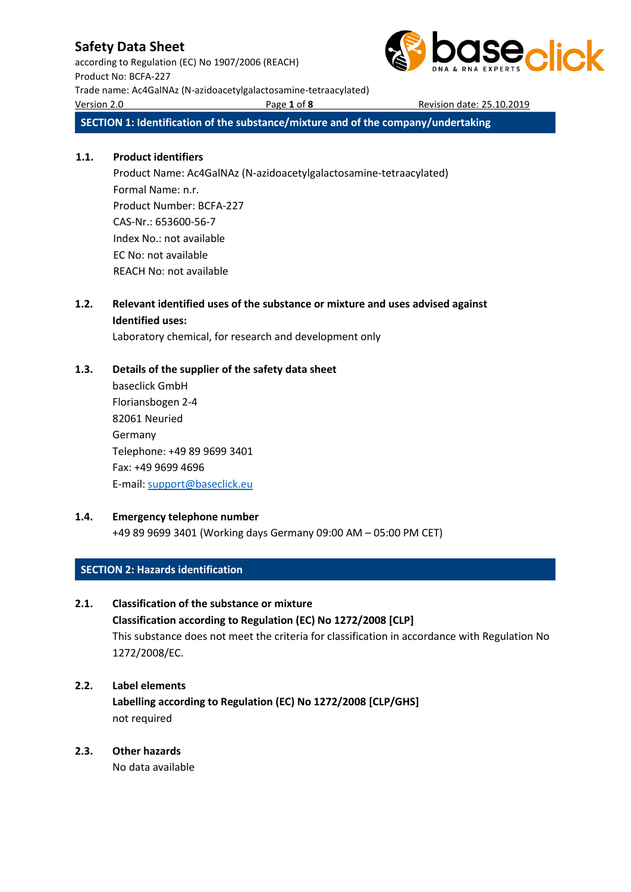# Safety Data Sheet

according to Regulation (EC) No 1907/2006 (REACH)
Product No: BCFA-227
Trade name: Ac4GalNAz (N-azidoacetylgalactosamine-tetraacylated)
Version 2.0 Revision date: 25.10.2019

## SECTION 1: Identification of the substance/mixture and of the company/undertaking

**1.1. Product identifiers**

Product Name: Ac4GalNAz (N-azidoacetylgalactosamine-tetraacylated)
Formal Name: n.r.
Product Number: BCFA-227
CAS-Nr.: 653600-56-7
Index No.: not available
EC No: not available
REACH No: not available

**1.2. Relevant identified uses of the substance or mixture and uses advised against**

**Identified uses:**

Laboratory chemical, for research and development only

**1.3. Details of the supplier of the safety data sheet**

baseclick GmbH
Floriansbogen 2-4
82061 Neuried
Germany
Telephone: +49 89 9699 3401
Fax: +49 9699 4696
E-mail: support@baseclick.eu

**1.4. Emergency telephone number**

+49 89 9699 3401 (Working days Germany 09:00 AM – 05:00 PM CET)

## SECTION 2: Hazards identification

**2.1. Classification of the substance or mixture**

**Classification according to Regulation (EC) No 1272/2008 [CLP]**

This substance does not meet the criteria for classification in accordance with Regulation No 1272/2008/EC.

**2.2. Label elements**

**Labelling according to Regulation (EC) No 1272/2008 [CLP/GHS]**

not required

**2.3. Other hazards**

No data available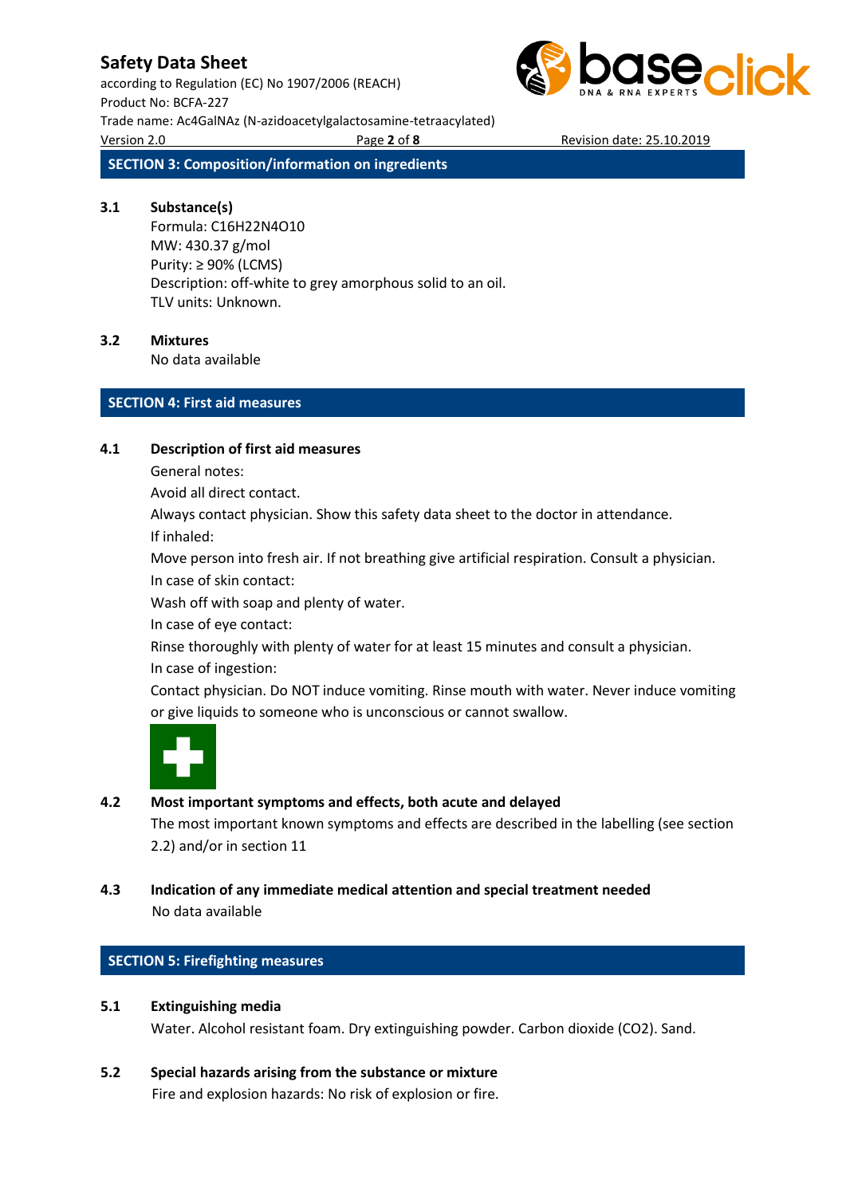## SECTION 3: Composition/information on ingredients

### 3.1 Substance(s)

Formula: $C_{16}H_{22}N_4O_{10}$
MW: 430.37 g/mol
Purity: ≥ 90% (LCMS)
Description: off-white to grey amorphous solid to an oil.
TLV units: Unknown.

### 3.2 Mixtures

No data available

## SECTION 4: First aid measures

### 4.1 Description of first aid measures

General notes:
Avoid all direct contact.
Always contact physician. Show this safety data sheet to the doctor in attendance.
If inhaled:
Move person into fresh air. If not breathing give artificial respiration. Consult a physician.
In case of skin contact:
Wash off with soap and plenty of water.
In case of eye contact:
Rinse thoroughly with plenty of water for at least 15 minutes and consult a physician.
In case of ingestion:
Contact physician. Do NOT induce vomiting. Rinse mouth with water. Never induce vomiting or give liquids to someone who is unconscious or cannot swallow.

### 4.2 Most important symptoms and effects, both acute and delayed

The most important known symptoms and effects are described in the labelling (see section 2.2) and/or in section 11

### 4.3 Indication of any immediate medical attention and special treatment needed

No data available

## SECTION 5: Firefighting measures

### 5.1 Extinguishing media

Water. Alcohol resistant foam. Dry extinguishing powder. Carbon dioxide ($CO_2$). Sand.

### 5.2 Special hazards arising from the substance or mixture

Fire and explosion hazards: No risk of explosion or fire.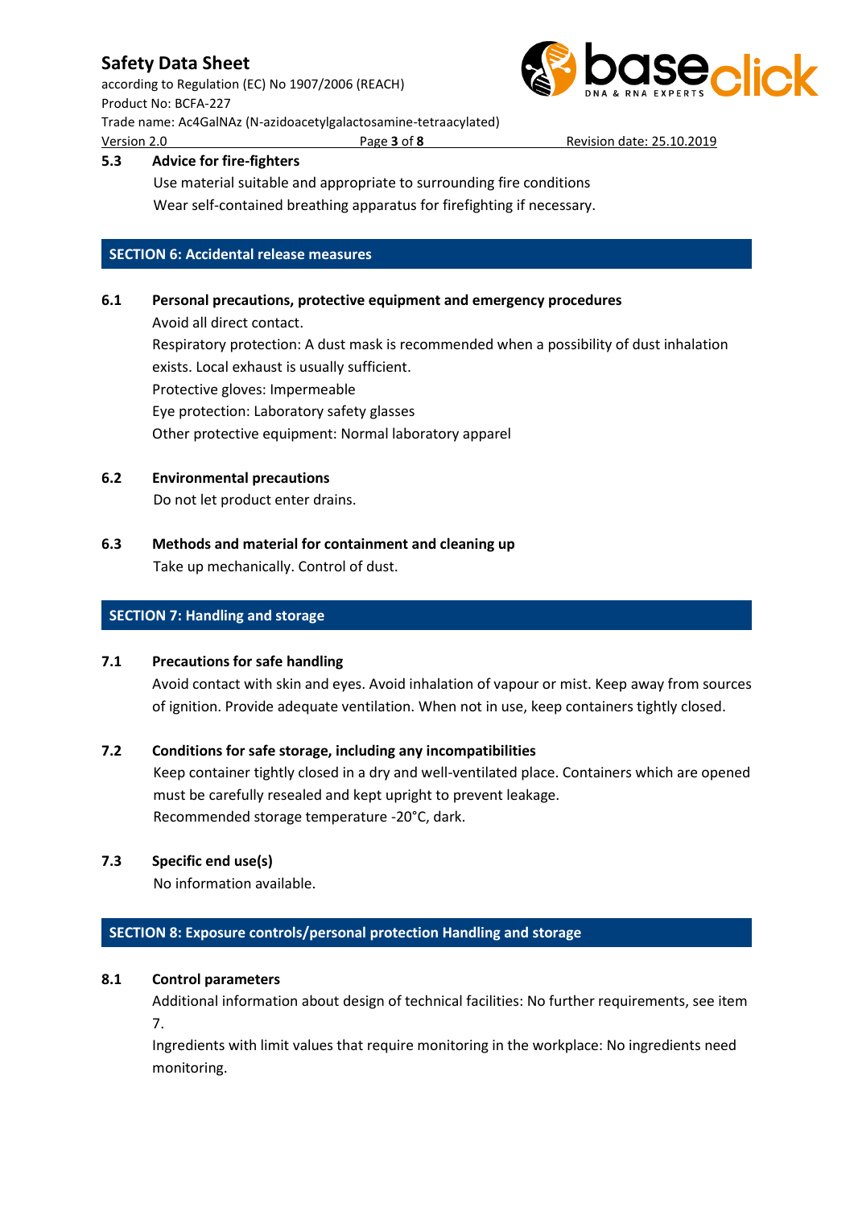### 5.3 Advice for fire-fighters

Use material suitable and appropriate to surrounding fire conditions
Wear self-contained breathing apparatus for firefighting if necessary.

## SECTION 6: Accidental release measures

### 6.1 Personal precautions, protective equipment and emergency procedures

Avoid all direct contact.
Respiratory protection: A dust mask is recommended when a possibility of dust inhalation exists. Local exhaust is usually sufficient.
Protective gloves: Impermeable
Eye protection: Laboratory safety glasses
Other protective equipment: Normal laboratory apparel

### 6.2 Environmental precautions

Do not let product enter drains.

### 6.3 Methods and material for containment and cleaning up

Take up mechanically. Control of dust.

## SECTION 7: Handling and storage

### 7.1 Precautions for safe handling

Avoid contact with skin and eyes. Avoid inhalation of vapour or mist. Keep away from sources of ignition. Provide adequate ventilation. When not in use, keep containers tightly closed.

### 7.2 Conditions for safe storage, including any incompatibilities

Keep container tightly closed in a dry and well-ventilated place. Containers which are opened must be carefully resealed and kept upright to prevent leakage.
Recommended storage temperature -20°C, dark.

### 7.3 Specific end use(s)

No information available.

## SECTION 8: Exposure controls/personal protection Handling and storage

### 8.1 Control parameters

Additional information about design of technical facilities: No further requirements, see item 7.
Ingredients with limit values that require monitoring in the workplace: No ingredients need monitoring.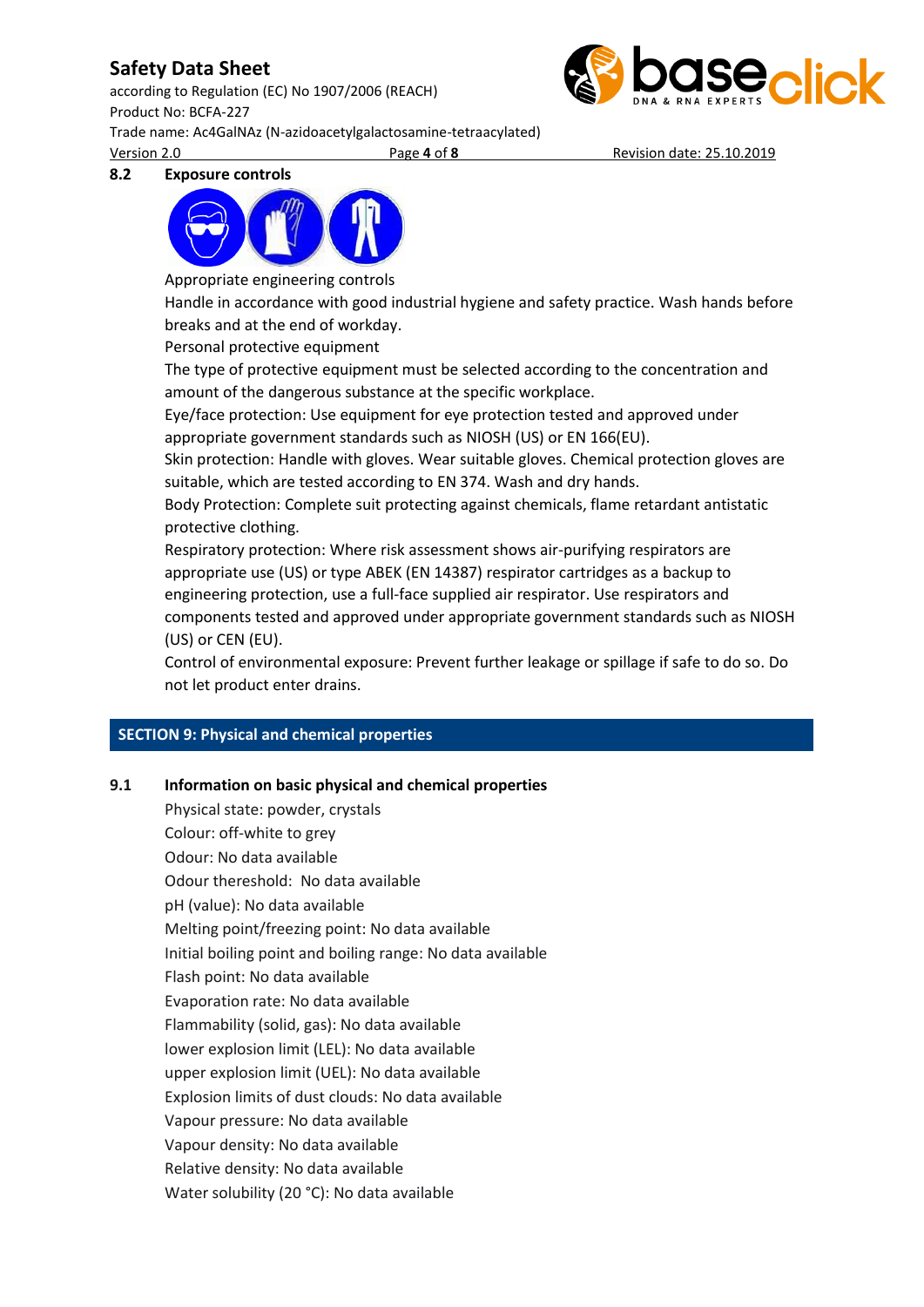### 8.2 Exposure controls

Appropriate engineering controls

Handle in accordance with good industrial hygiene and safety practice. Wash hands before breaks and at the end of workday.

Personal protective equipment

The type of protective equipment must be selected according to the concentration and amount of the dangerous substance at the specific workplace.

Eye/face protection: Use equipment for eye protection tested and approved under appropriate government standards such as NIOSH (US) or EN 166(EU).

Skin protection: Handle with gloves. Wear suitable gloves. Chemical protection gloves are suitable, which are tested according to EN 374. Wash and dry hands.

Body Protection: Complete suit protecting against chemicals, flame retardant antistatic protective clothing.

Respiratory protection: Where risk assessment shows air-purifying respirators are appropriate use (US) or type ABEK (EN 14387) respirator cartridges as a backup to engineering protection, use a full-face supplied air respirator. Use respirators and components tested and approved under appropriate government standards such as NIOSH (US) or CEN (EU).

Control of environmental exposure: Prevent further leakage or spillage if safe to do so. Do not let product enter drains.

## SECTION 9: Physical and chemical properties

### 9.1 Information on basic physical and chemical properties

Physical state: powder, crystals
Colour: off-white to grey
Odour: No data available
Odour thereshold: No data available
pH (value): No data available
Melting point/freezing point: No data available
Initial boiling point and boiling range: No data available
Flash point: No data available
Evaporation rate: No data available
Flammability (solid, gas): No data available
lower explosion limit (LEL): No data available
upper explosion limit (UEL): No data available
Explosion limits of dust clouds: No data available
Vapour pressure: No data available
Vapour density: No data available
Relative density: No data available
Water solubility (20 °C): No data available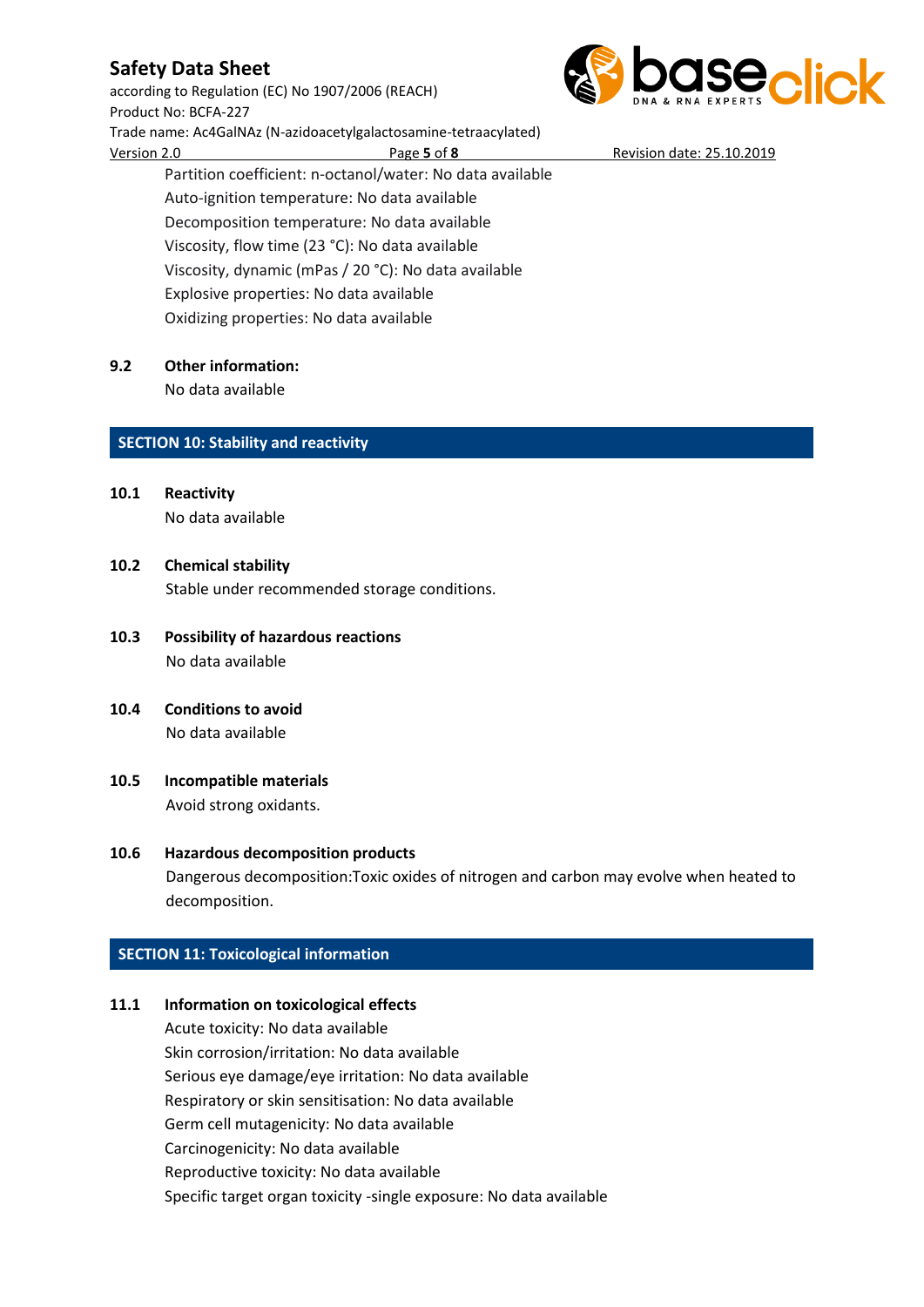Partition coefficient: n-octanol/water: No data available
Auto-ignition temperature: No data available
Decomposition temperature: No data available
Viscosity, flow time (23 °C): No data available
Viscosity, dynamic (mPas / 20 °C): No data available
Explosive properties: No data available
Oxidizing properties: No data available

### 9.2 Other information:

No data available

## SECTION 10: Stability and reactivity

### 10.1 Reactivity

No data available

### 10.2 Chemical stability

Stable under recommended storage conditions.

### 10.3 Possibility of hazardous reactions

No data available

### 10.4 Conditions to avoid

No data available

### 10.5 Incompatible materials

Avoid strong oxidants.

### 10.6 Hazardous decomposition products

Dangerous decomposition:Toxic oxides of nitrogen and carbon may evolve when heated to decomposition.

## SECTION 11: Toxicological information

### 11.1 Information on toxicological effects

Acute toxicity: No data available
Skin corrosion/irritation: No data available
Serious eye damage/eye irritation: No data available
Respiratory or skin sensitisation: No data available
Germ cell mutagenicity: No data available
Carcinogenicity: No data available
Reproductive toxicity: No data available
Specific target organ toxicity -single exposure: No data available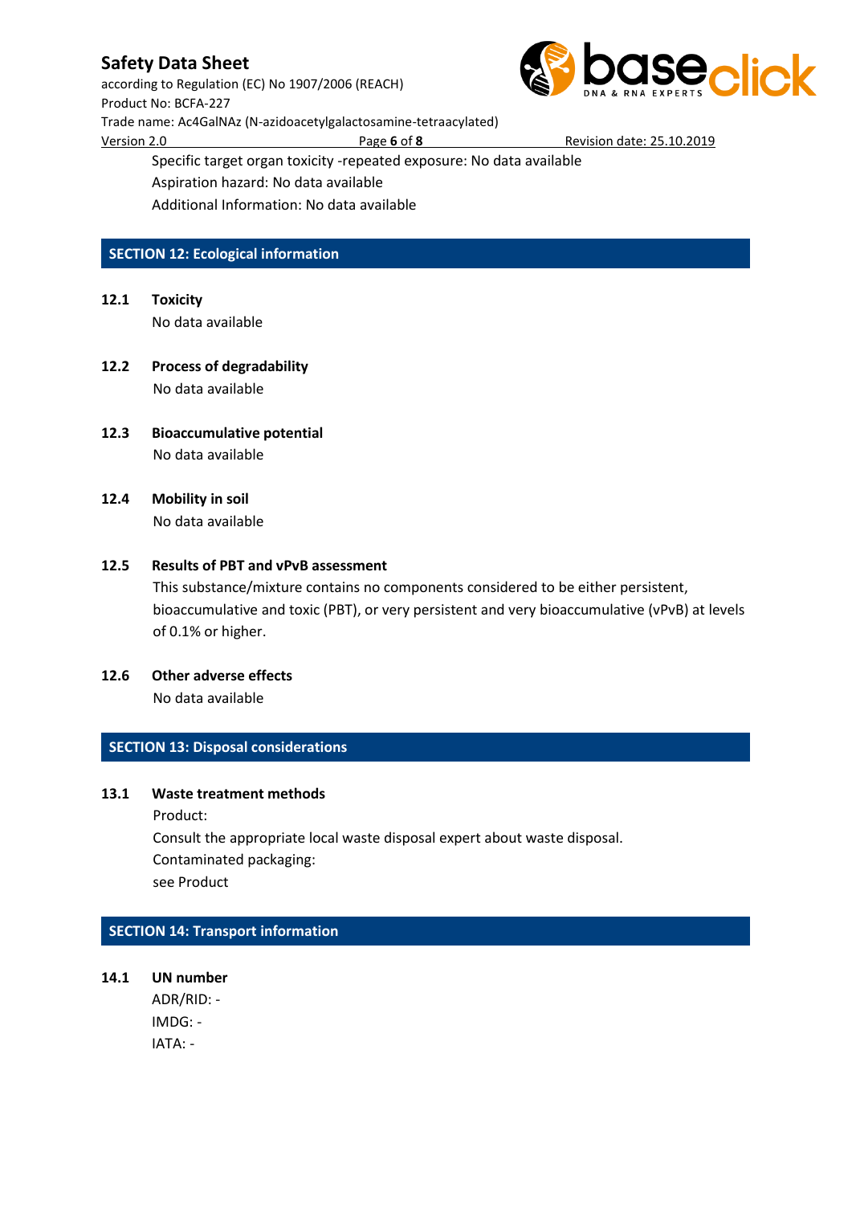Specific target organ toxicity -repeated exposure: No data available

Aspiration hazard: No data available

Additional Information: No data available

## SECTION 12: Ecological information

### 12.1 Toxicity

No data available

### 12.2 Process of degradability

No data available

### 12.3 Bioaccumulative potential

No data available

### 12.4 Mobility in soil

No data available

### 12.5 Results of PBT and vPvB assessment

This substance/mixture contains no components considered to be either persistent, bioaccumulative and toxic (PBT), or very persistent and very bioaccumulative (vPvB) at levels of 0.1% or higher.

### 12.6 Other adverse effects

No data available

## SECTION 13: Disposal considerations

### 13.1 Waste treatment methods

Product:

Consult the appropriate local waste disposal expert about waste disposal.

Contaminated packaging:

see Product

## SECTION 14: Transport information

### 14.1 UN number

ADR/RID: -

IMDG: -

IATA: -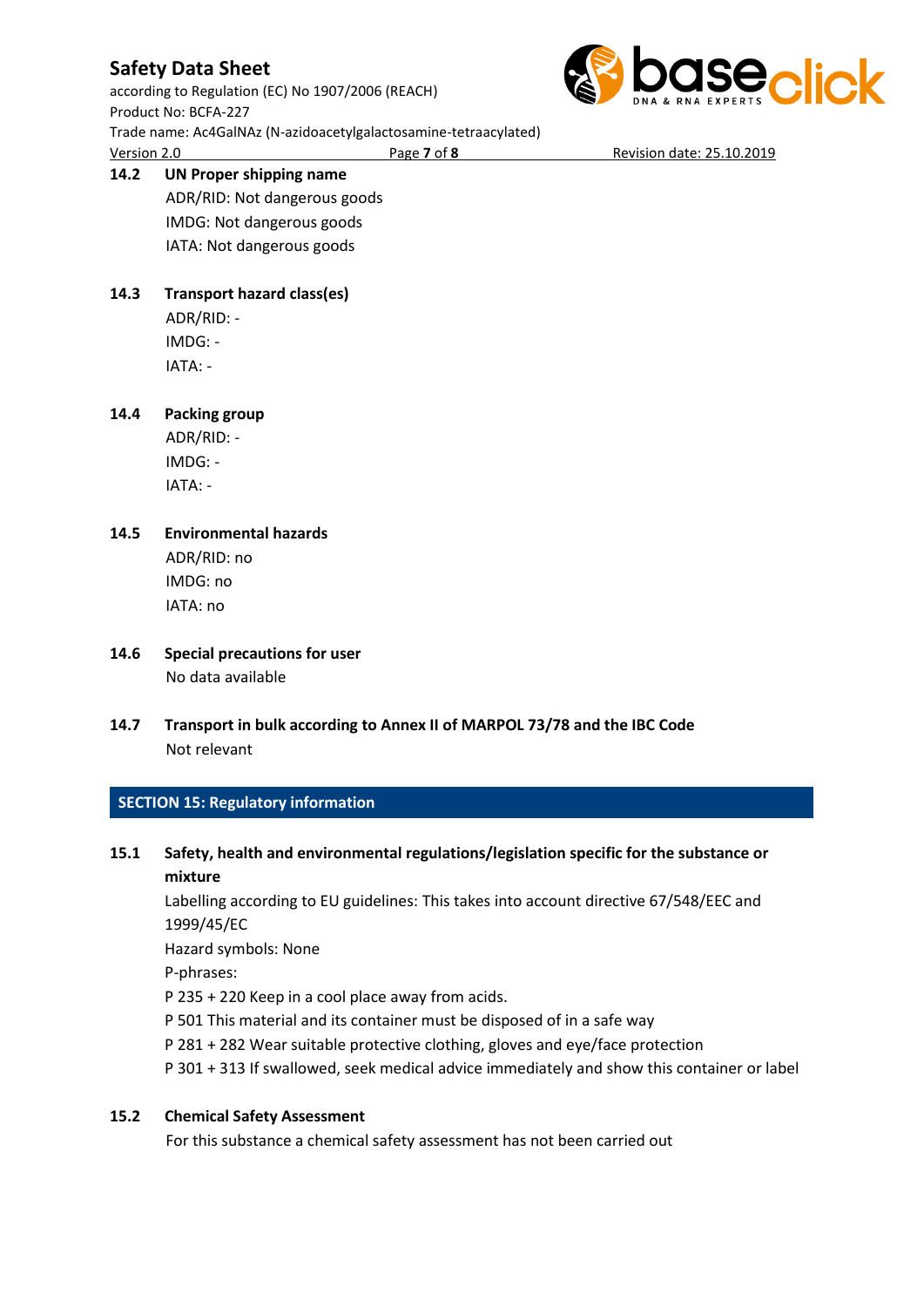**14.2 UN Proper shipping name**

ADR/RID: Not dangerous goods
IMDG: Not dangerous goods
IATA: Not dangerous goods

**14.3 Transport hazard class(es)**

ADR/RID: -
IMDG: -
IATA: -

**14.4 Packing group**

ADR/RID: -
IMDG: -
IATA: -

**14.5 Environmental hazards**

ADR/RID: no
IMDG: no
IATA: no

**14.6 Special precautions for user**

No data available

**14.7 Transport in bulk according to Annex II of MARPOL 73/78 and the IBC Code**

Not relevant

## SECTION 15: Regulatory information

**15.1 Safety, health and environmental regulations/legislation specific for the substance or mixture**

Labelling according to EU guidelines: This takes into account directive 67/548/EEC and 1999/45/EC
Hazard symbols: None
P-phrases:
P 235 + 220 Keep in a cool place away from acids.
P 501 This material and its container must be disposed of in a safe way
P 281 + 282 Wear suitable protective clothing, gloves and eye/face protection
P 301 + 313 If swallowed, seek medical advice immediately and show this container or label

**15.2 Chemical Safety Assessment**

For this substance a chemical safety assessment has not been carried out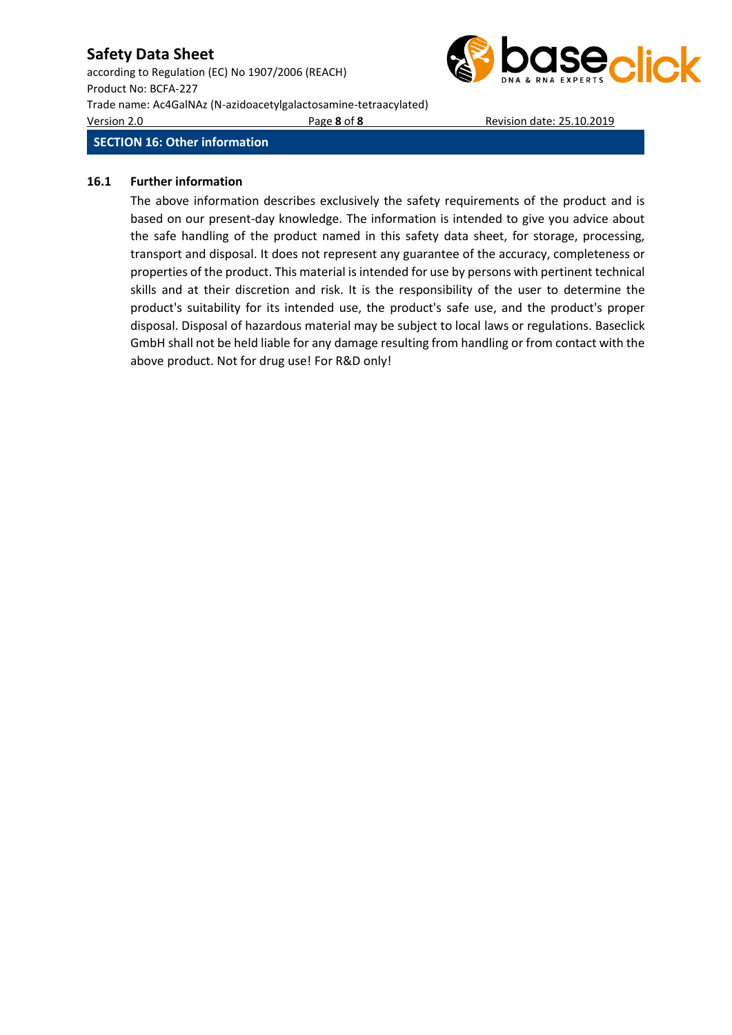## SECTION 16: Other information

### 16.1 Further information

The above information describes exclusively the safety requirements of the product and is based on our present-day knowledge. The information is intended to give you advice about the safe handling of the product named in this safety data sheet, for storage, processing, transport and disposal. It does not represent any guarantee of the accuracy, completeness or properties of the product. This material is intended for use by persons with pertinent technical skills and at their discretion and risk. It is the responsibility of the user to determine the product's suitability for its intended use, the product's safe use, and the product's proper disposal. Disposal of hazardous material may be subject to local laws or regulations. Baseclick GmbH shall not be held liable for any damage resulting from handling or from contact with the above product. Not for drug use! For R&D only!